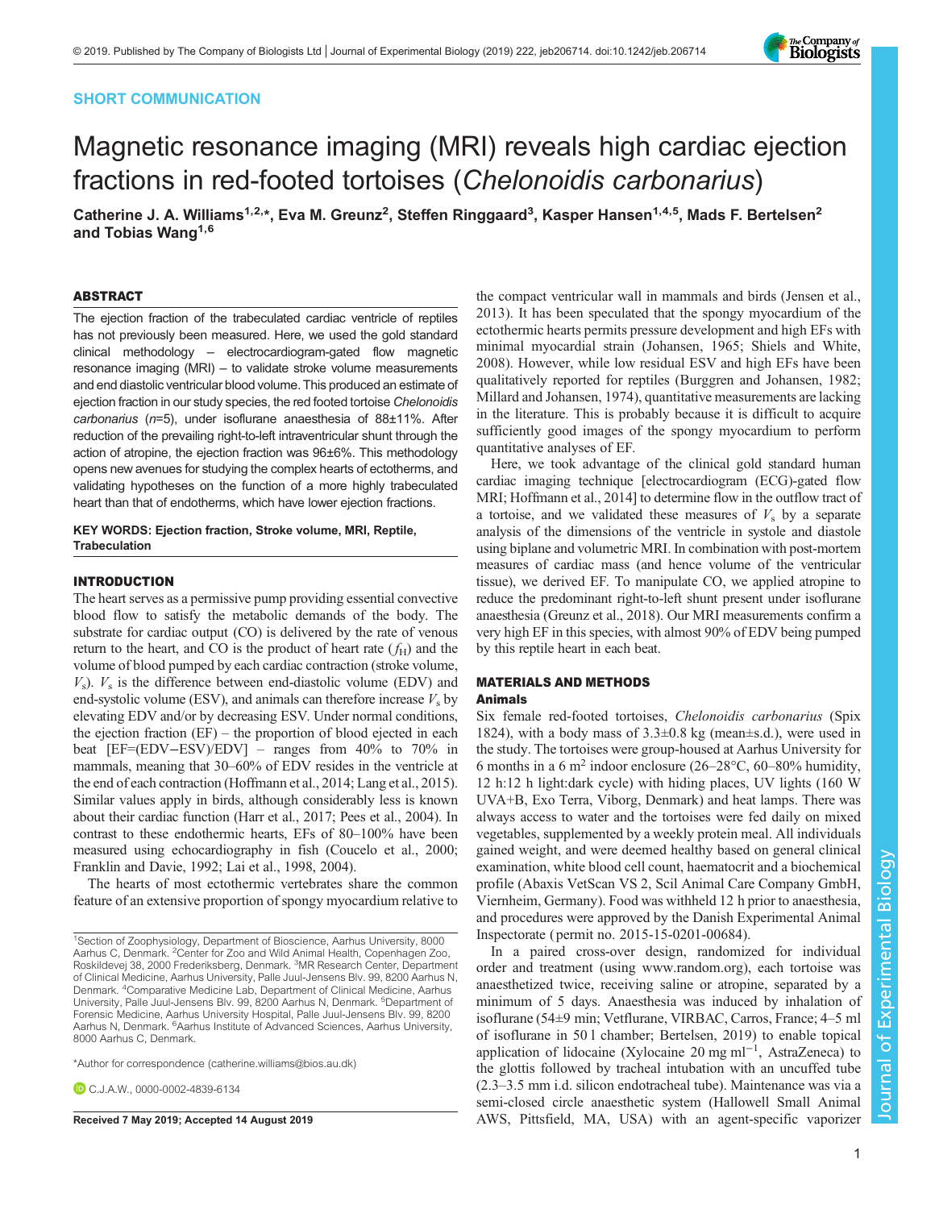SHORT COMMUNICATION

# Magnetic resonance imaging (MRI) reveals high cardiac ejection fractions in red-footed tortoises (*Chelonoidis carbonarius*)

**Catherine J. A. Williams[1,2,*], Eva M. Greunz[2], Steffen Ringgaard[3], Kasper Hansen[1,4,5], Mads F. Bertelsen[2] and Tobias Wang[1,6]**

## ABSTRACT

The ejection fraction of the trabeculated cardiac ventricle of reptiles has not previously been measured. Here, we used the gold standard clinical methodology – electrocardiogram-gated flow magnetic resonance imaging (MRI) – to validate stroke volume measurements and end diastolic ventricular blood volume. This produced an estimate of ejection fraction in our study species, the red footed tortoise *Chelonoidis carbonarius* ($n$=5), under isoflurane anaesthesia of 88±11%. After reduction of the prevailing right-to-left intraventricular shunt through the action of atropine, the ejection fraction was 96±6%. This methodology opens new avenues for studying the complex hearts of ectotherms, and validating hypotheses on the function of a more highly trabeculated heart than that of endotherms, which have lower ejection fractions.

**KEY WORDS: Ejection fraction, Stroke volume, MRI, Reptile, Trabeculation**

## INTRODUCTION

The heart serves as a permissive pump providing essential convective blood flow to satisfy the metabolic demands of the body. The substrate for cardiac output (CO) is delivered by the rate of venous return to the heart, and CO is the product of heart rate ($f_H$) and the volume of blood pumped by each cardiac contraction (stroke volume, $V_s$). $V_s$ is the difference between end-diastolic volume (EDV) and end-systolic volume (ESV), and animals can therefore increase $V_s$ by elevating EDV and/or by decreasing ESV. Under normal conditions, the ejection fraction (EF) – the proportion of blood ejected in each beat [EF=(EDV−ESV)/EDV] – ranges from 40% to 70% in mammals, meaning that 30–60% of EDV resides in the ventricle at the end of each contraction (Hoffmann et al., 2014; Lang et al., 2015). Similar values apply in birds, although considerably less is known about their cardiac function (Harr et al., 2017; Pees et al., 2004). In contrast to these endothermic hearts, EFs of 80–100% have been measured using echocardiography in fish (Coucelo et al., 2000; Franklin and Davie, 1992; Lai et al., 1998, 2004).

The hearts of most ectothermic vertebrates share the common feature of an extensive proportion of spongy myocardium relative to the compact ventricular wall in mammals and birds (Jensen et al., 2013). It has been speculated that the spongy myocardium of the ectothermic hearts permits pressure development and high EFs with minimal myocardial strain (Johansen, 1965; Shiels and White, 2008). However, while low residual ESV and high EFs have been qualitatively reported for reptiles (Burggren and Johansen, 1982; Millard and Johansen, 1974), quantitative measurements are lacking in the literature. This is probably because it is difficult to acquire sufficiently good images of the spongy myocardium to perform quantitative analyses of EF.

Here, we took advantage of the clinical gold standard human cardiac imaging technique [electrocardiogram (ECG)-gated flow MRI; Hoffmann et al., 2014] to determine flow in the outflow tract of a tortoise, and we validated these measures of $V_s$ by a separate analysis of the dimensions of the ventricle in systole and diastole using biplane and volumetric MRI. In combination with post-mortem measures of cardiac mass (and hence volume of the ventricular tissue), we derived EF. To manipulate CO, we applied atropine to reduce the predominant right-to-left shunt present under isoflurane anaesthesia (Greunz et al., 2018). Our MRI measurements confirm a very high EF in this species, with almost 90% of EDV being pumped by this reptile heart in each beat.

## MATERIALS AND METHODS

### Animals

Six female red-footed tortoises, *Chelonoidis carbonarius* (Spix 1824), with a body mass of 3.3±0.8 kg (mean±s.d.), were used in the study. The tortoises were group-housed at Aarhus University for 6 months in a 6 m$^2$ indoor enclosure (26–28°C, 60–80% humidity, 12 h:12 h light:dark cycle) with hiding places, UV lights (160 W UVA+B, Exo Terra, Viborg, Denmark) and heat lamps. There was always access to water and the tortoises were fed daily on mixed vegetables, supplemented by a weekly protein meal. All individuals gained weight, and were deemed healthy based on general clinical examination, white blood cell count, haematocrit and a biochemical profile (Abaxis VetScan VS 2, Scil Animal Care Company GmbH, Viernheim, Germany). Food was withheld 12 h prior to anaesthesia, and procedures were approved by the Danish Experimental Animal Inspectorate (permit no. 2015-15-0201-00684).

In a paired cross-over design, randomized for individual order and treatment (using www.random.org), each tortoise was anaesthetized twice, receiving saline or atropine, separated by a minimum of 5 days. Anaesthesia was induced by inhalation of isoflurane (54±9 min; Vetflurane, VIRBAC, Carros, France; 4–5 ml of isoflurane in 50 l chamber; Bertelsen, 2019) to enable topical application of lidocaine (Xylocaine 20 mg ml$^{-1}$, AstraZeneca) to the glottis followed by tracheal intubation with an uncuffed tube (2.3–3.5 mm i.d. silicon endotracheal tube). Maintenance was via a semi-closed circle anaesthetic system (Hallowell Small Animal AWS, Pittsfield, MA, USA) with an agent-specific vaporizer

[1]Section of Zoophysiology, Department of Bioscience, Aarhus University, 8000 Aarhus C, Denmark. [2]Center for Zoo and Wild Animal Health, Copenhagen Zoo, Roskildevej 38, 2000 Frederiksberg, Denmark. [3]MR Research Center, Department of Clinical Medicine, Aarhus University, Palle Juul-Jensens Blv. 99, 8200 Aarhus N, Denmark. [4]Comparative Medicine Lab, Department of Clinical Medicine, Aarhus University, Palle Juul-Jensens Blv. 99, 8200 Aarhus N, Denmark. [5]Department of Forensic Medicine, Aarhus University Hospital, Palle Juul-Jensens Blv. 99, 8200 Aarhus N, Denmark. [6]Aarhus Institute of Advanced Sciences, Aarhus University, 8000 Aarhus C, Denmark.

*Author for correspondence (catherine.williams@bios.au.dk)

C.J.A.W., 0000-0002-4839-6134

**Received 7 May 2019; Accepted 14 August 2019**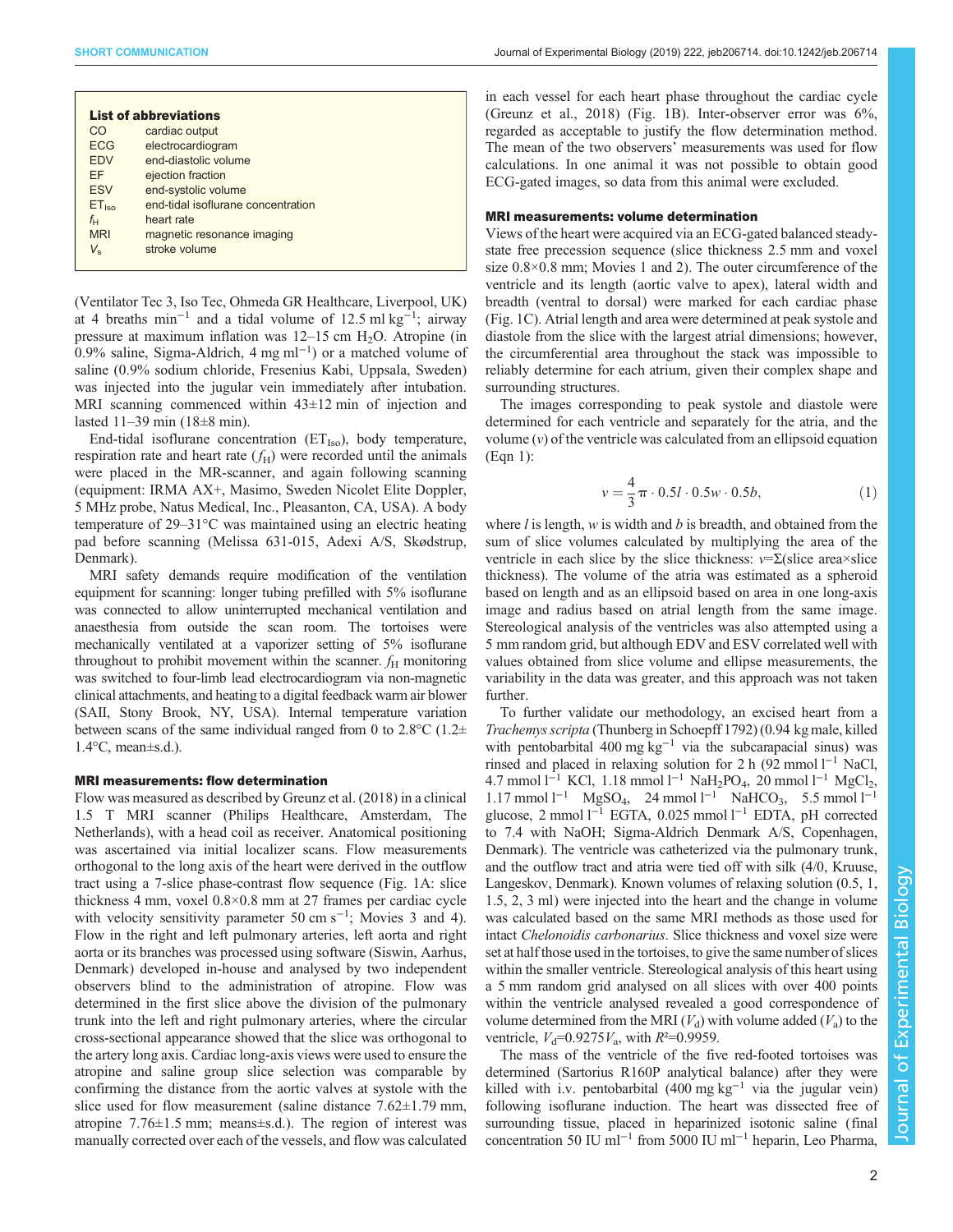**List of abbreviations**

| | |
|---|---|
| CO | cardiac output |
| ECG | electrocardiogram |
| EDV | end-diastolic volume |
| EF | ejection fraction |
| ESV | end-systolic volume |
| $ET_{Iso}$ | end-tidal isoflurane concentration |
| $f_H$ | heart rate |
| MRI | magnetic resonance imaging |
| $V_s$ | stroke volume |

(Ventilator Tec 3, Iso Tec, Ohmeda GR Healthcare, Liverpool, UK) at 4 breaths $min^{-1}$ and a tidal volume of 12.5 ml $kg^{-1}$; airway pressure at maximum inflation was 12–15 cm $H_2O$. Atropine (in 0.9% saline, Sigma-Aldrich, 4 mg $ml^{-1}$) or a matched volume of saline (0.9% sodium chloride, Fresenius Kabi, Uppsala, Sweden) was injected into the jugular vein immediately after intubation. MRI scanning commenced within 43±12 min of injection and lasted 11–39 min (18±8 min).

End-tidal isoflurane concentration ($ET_{Iso}$), body temperature, respiration rate and heart rate ($f_H$) were recorded until the animals were placed in the MR-scanner, and again following scanning (equipment: IRMA AX+, Masimo, Sweden Nicolet Elite Doppler, 5 MHz probe, Natus Medical, Inc., Pleasanton, CA, USA). A body temperature of 29–31°C was maintained using an electric heating pad before scanning (Melissa 631-015, Adexi A/S, Skødstrup, Denmark).

MRI safety demands require modification of the ventilation equipment for scanning: longer tubing prefilled with 5% isoflurane was connected to allow uninterrupted mechanical ventilation and anaesthesia from outside the scan room. The tortoises were mechanically ventilated at a vaporizer setting of 5% isoflurane throughout to prohibit movement within the scanner. $f_H$ monitoring was switched to four-limb lead electrocardiogram via non-magnetic clinical attachments, and heating to a digital feedback warm air blower (SAII, Stony Brook, NY, USA). Internal temperature variation between scans of the same individual ranged from 0 to 2.8°C (1.2±1.4°C, mean±s.d.).

### MRI measurements: flow determination

Flow was measured as described by Greunz et al. (2018) in a clinical 1.5 T MRI scanner (Philips Healthcare, Amsterdam, The Netherlands), with a head coil as receiver. Anatomical positioning was ascertained via initial localizer scans. Flow measurements orthogonal to the long axis of the heart were derived in the outflow tract using a 7-slice phase-contrast flow sequence (Fig. 1A: slice thickness 4 mm, voxel 0.8×0.8 mm at 27 frames per cardiac cycle with velocity sensitivity parameter 50 cm $s^{-1}$; Movies 3 and 4). Flow in the right and left pulmonary arteries, left aorta and right aorta or its branches was processed using software (Siswin, Aarhus, Denmark) developed in-house and analysed by two independent observers blind to the administration of atropine. Flow was determined in the first slice above the division of the pulmonary trunk into the left and right pulmonary arteries, where the circular cross-sectional appearance showed that the slice was orthogonal to the artery long axis. Cardiac long-axis views were used to ensure the atropine and saline group slice selection was comparable by confirming the distance from the aortic valves at systole with the slice used for flow measurement (saline distance 7.62±1.79 mm, atropine 7.76±1.5 mm; means±s.d.). The region of interest was manually corrected over each of the vessels, and flow was calculated in each vessel for each heart phase throughout the cardiac cycle (Greunz et al., 2018) (Fig. 1B). Inter-observer error was 6%, regarded as acceptable to justify the flow determination method. The mean of the two observers' measurements was used for flow calculations. In one animal it was not possible to obtain good ECG-gated images, so data from this animal were excluded.

### MRI measurements: volume determination

Views of the heart were acquired via an ECG-gated balanced steady-state free precession sequence (slice thickness 2.5 mm and voxel size 0.8×0.8 mm; Movies 1 and 2). The outer circumference of the ventricle and its length (aortic valve to apex), lateral width and breadth (ventral to dorsal) were marked for each cardiac phase (Fig. 1C). Atrial length and area were determined at peak systole and diastole from the slice with the largest atrial dimensions; however, the circumferential area throughout the stack was impossible to reliably determine for each atrium, given their complex shape and surrounding structures.

The images corresponding to peak systole and diastole were determined for each ventricle and separately for the atria, and the volume ($v$) of the ventricle was calculated from an ellipsoid equation (Eqn 1):

$$v = \frac{4}{3}\pi \cdot 0.5l \cdot 0.5w \cdot 0.5b, \tag{1}$$

where $l$ is length, $w$ is width and $b$ is breadth, and obtained from the sum of slice volumes calculated by multiplying the area of the ventricle in each slice by the slice thickness: $v$=Σ(slice area×slice thickness). The volume of the atria was estimated as a spheroid based on length and as an ellipsoid based on area in one long-axis image and radius based on atrial length from the same image. Stereological analysis of the ventricles was also attempted using a 5 mm random grid, but although EDV and ESV correlated well with values obtained from slice volume and ellipse measurements, the variability in the data was greater, and this approach was not taken further.

To further validate our methodology, an excised heart from a *Trachemys scripta* (Thunberg in Schoepff 1792) (0.94 kg male, killed with pentobarbital 400 mg $kg^{-1}$ via the subcarapacial sinus) was rinsed and placed in relaxing solution for 2 h (92 mmol $l^{-1}$ NaCl, 4.7 mmol $l^{-1}$ KCl, 1.18 mmol $l^{-1}$ $NaH_2PO_4$, 20 mmol $l^{-1}$ $MgCl_2$, 1.17 mmol $l^{-1}$ $MgSO_4$, 24 mmol $l^{-1}$ $NaHCO_3$, 5.5 mmol $l^{-1}$ glucose, 2 mmol $l^{-1}$ EGTA, 0.025 mmol $l^{-1}$ EDTA, pH corrected to 7.4 with NaOH; Sigma-Aldrich Denmark A/S, Copenhagen, Denmark). The ventricle was catheterized via the pulmonary trunk, and the outflow tract and atria were tied off with silk (4/0, Kruuse, Langeskov, Denmark). Known volumes of relaxing solution (0.5, 1, 1.5, 2, 3 ml) were injected into the heart and the change in volume was calculated based on the same MRI methods as those used for intact *Chelonoidis carbonarius*. Slice thickness and voxel size were set at half those used in the tortoises, to give the same number of slices within the smaller ventricle. Stereological analysis of this heart using a 5 mm random grid analysed on all slices with over 400 points within the ventricle analysed revealed a good correspondence of volume determined from the MRI ($V_d$) with volume added ($V_a$) to the ventricle, $V_d$=0.9275$V_a$, with $R^2$=0.9959.

The mass of the ventricle of the five red-footed tortoises was determined (Sartorius R160P analytical balance) after they were killed with i.v. pentobarbital (400 mg $kg^{-1}$ via the jugular vein) following isoflurane induction. The heart was dissected free of surrounding tissue, placed in heparinized isotonic saline (final concentration 50 IU $ml^{-1}$ from 5000 IU $ml^{-1}$ heparin, Leo Pharma,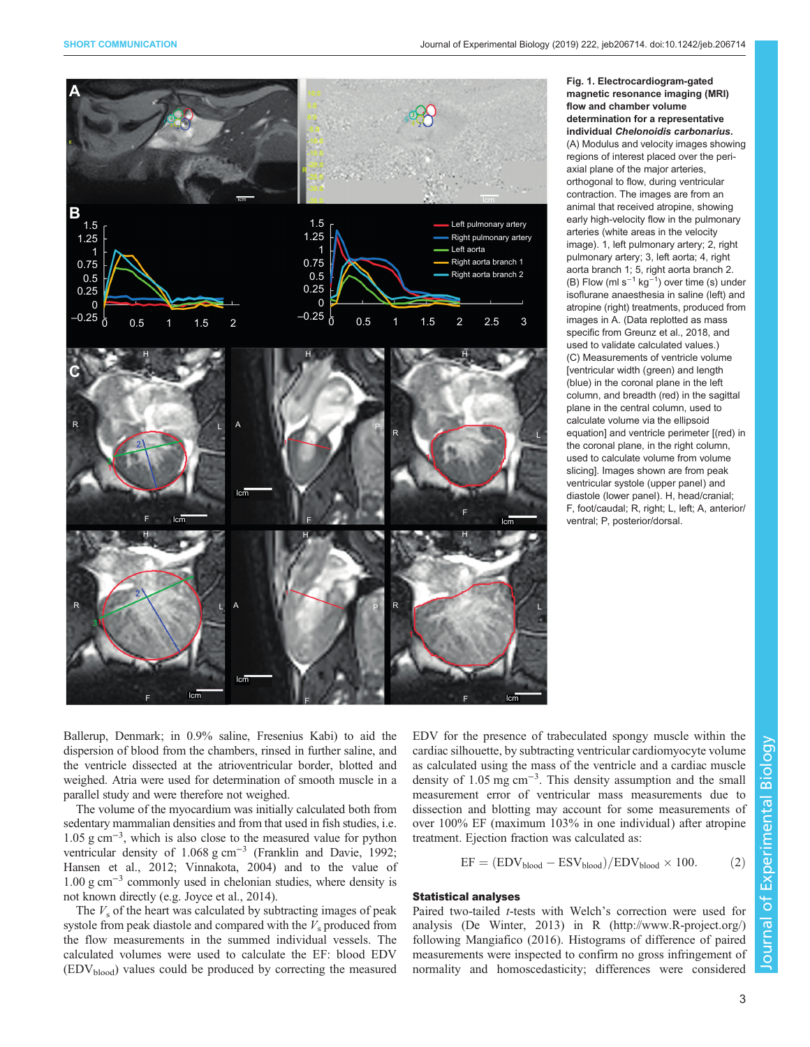**Fig. 1. Electrocardiogram-gated magnetic resonance imaging (MRI) flow and chamber volume determination for a representative individual *Chelonoidis carbonarius*.** (A) Modulus and velocity images showing regions of interest placed over the peri-axial plane of the major arteries, orthogonal to flow, during ventricular contraction. The images are from an animal that received atropine, showing early high-velocity flow in the pulmonary arteries (white areas in the velocity image). 1, left pulmonary artery; 2, right pulmonary artery; 3, left aorta; 4, right aorta branch 1; 5, right aorta branch 2. (B) Flow (ml $s^{-1}$ $kg^{-1}$) over time (s) under isoflurane anaesthesia in saline (left) and atropine (right) treatments, produced from images in A. (Data replotted as mass specific from Greunz et al., 2018, and used to validate calculated values.) (C) Measurements of ventricle volume [ventricular width (green) and length (blue) in the coronal plane in the left column, and breadth (red) in the sagittal plane in the central column, used to calculate volume via the ellipsoid equation] and ventricle perimeter [(red) in the coronal plane, in the right column, used to calculate volume from volume slicing]. Images shown are from peak ventricular systole (upper panel) and diastole (lower panel). H, head/cranial; F, foot/caudal; R, right; L, left; A, anterior/ventral; P, posterior/dorsal.

Ballerup, Denmark; in 0.9% saline, Fresenius Kabi) to aid the dispersion of blood from the chambers, rinsed in further saline, and the ventricle dissected at the atrioventricular border, blotted and weighed. Atria were used for determination of smooth muscle in a parallel study and were therefore not weighed.

The volume of the myocardium was initially calculated both from sedentary mammalian densities and from that used in fish studies, i.e. 1.05 g $cm^{-3}$, which is also close to the measured value for python ventricular density of 1.068 g $cm^{-3}$ (Franklin and Davie, 1992; Hansen et al., 2012; Vinnakota, 2004) and to the value of 1.00 g $cm^{-3}$ commonly used in chelonian studies, where density is not known directly (e.g. Joyce et al., 2014).

The $V_s$ of the heart was calculated by subtracting images of peak systole from peak diastole and compared with the $V_s$ produced from the flow measurements in the summed individual vessels. The calculated volumes were used to calculate the EF: blood EDV ($EDV_{blood}$) values could be produced by correcting the measured EDV for the presence of trabeculated spongy muscle within the cardiac silhouette, by subtracting ventricular cardiomyocyte volume as calculated using the mass of the ventricle and a cardiac muscle density of 1.05 mg $cm^{-3}$. This density assumption and the small measurement error of ventricular mass measurements due to dissection and blotting may account for some measurements of over 100% EF (maximum 103% in one individual) after atropine treatment. Ejection fraction was calculated as:

$$EF = (EDV_{blood} - ESV_{blood})/EDV_{blood} \times 100. \qquad (2)$$

## Statistical analyses

Paired two-tailed *t*-tests with Welch's correction were used for analysis (De Winter, 2013) in R (http://www.R-project.org/) following Mangiafico (2016). Histograms of difference of paired measurements were inspected to confirm no gross infringement of normality and homoscedasticity; differences were considered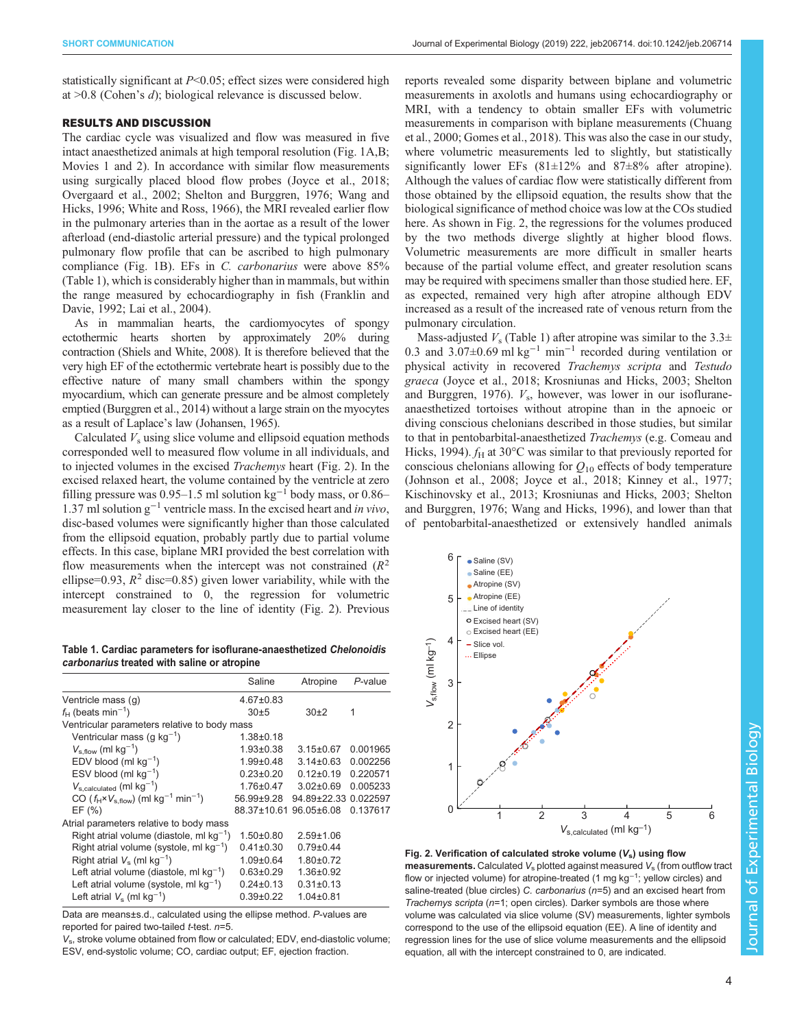statistically significant at $P<0.05$; effect sizes were considered high at >0.8 (Cohen's *d*); biological relevance is discussed below.

### RESULTS AND DISCUSSION

The cardiac cycle was visualized and flow was measured in five intact anaesthetized animals at high temporal resolution (Fig. 1A,B; Movies 1 and 2). In accordance with similar flow measurements using surgically placed blood flow probes (Joyce et al., 2018; Overgaard et al., 2002; Shelton and Burggren, 1976; Wang and Hicks, 1996; White and Ross, 1966), the MRI revealed earlier flow in the pulmonary arteries than in the aortae as a result of the lower afterload (end-diastolic arterial pressure) and the typical prolonged pulmonary flow profile that can be ascribed to high pulmonary compliance (Fig. 1B). EFs in *C. carbonarius* were above 85% (Table 1), which is considerably higher than in mammals, but within the range measured by echocardiography in fish (Franklin and Davie, 1992; Lai et al., 2004).

As in mammalian hearts, the cardiomyocytes of spongy ectothermic hearts shorten by approximately 20% during contraction (Shiels and White, 2008). It is therefore believed that the very high EF of the ectothermic vertebrate heart is possibly due to the effective nature of many small chambers within the spongy myocardium, which can generate pressure and be almost completely emptied (Burggren et al., 2014) without a large strain on the myocytes as a result of Laplace's law (Johansen, 1965).

Calculated $V_s$ using slice volume and ellipsoid equation methods corresponded well to measured flow volume in all individuals, and to injected volumes in the excised *Trachemys* heart (Fig. 2). In the excised relaxed heart, the volume contained by the ventricle at zero filling pressure was 0.95–1.5 ml solution $kg^{-1}$ body mass, or 0.86–1.37 ml solution $g^{-1}$ ventricle mass. In the excised heart and *in vivo*, disc-based volumes were significantly higher than those calculated from the ellipsoid equation, probably partly due to partial volume effects. In this case, biplane MRI provided the best correlation with flow measurements when the intercept was not constrained ($R^2$ ellipse=0.93, $R^2$ disc=0.85) given lower variability, while with the intercept constrained to 0, the regression for volumetric measurement lay closer to the line of identity (Fig. 2). Previous reports revealed some disparity between biplane and volumetric measurements in axolotls and humans using echocardiography or MRI, with a tendency to obtain smaller EFs with volumetric measurements in comparison with biplane measurements (Chuang et al., 2000; Gomes et al., 2018). This was also the case in our study, where volumetric measurements led to slightly, but statistically significantly lower EFs (81±12% and 87±8% after atropine). Although the values of cardiac flow were statistically different from those obtained by the ellipsoid equation, the results show that the biological significance of method choice was low at the COs studied here. As shown in Fig. 2, the regressions for the volumes produced by the two methods diverge slightly at higher blood flows. Volumetric measurements are more difficult in smaller hearts because of the partial volume effect, and greater resolution scans may be required with specimens smaller than those studied here. EF, as expected, remained very high after atropine although EDV increased as a result of the increased rate of venous return from the pulmonary circulation.

Mass-adjusted $V_s$ (Table 1) after atropine was similar to the 3.3±0.3 and 3.07±0.69 ml $kg^{-1}$ $min^{-1}$ recorded during ventilation or physical activity in recovered *Trachemys scripta* and *Testudo graeca* (Joyce et al., 2018; Krosniunas and Hicks, 2003; Shelton and Burggren, 1976). $V_s$, however, was lower in our isoflurane-anaesthetized tortoises without atropine than in the apnoeic or diving conscious chelonians described in those studies, but similar to that in pentobarbital-anaesthetized *Trachemys* (e.g. Comeau and Hicks, 1994). $f_H$ at 30°C was similar to that previously reported for conscious chelonians allowing for $Q_{10}$ effects of body temperature (Johnson et al., 2008; Joyce et al., 2018; Kinney et al., 1977; Kischinovsky et al., 2013; Krosniunas and Hicks, 2003; Shelton and Burggren, 1976; Wang and Hicks, 1996), and lower than that of pentobarbital-anaesthetized or extensively handled animals

**Table 1. Cardiac parameters for isoflurane-anaesthetized *Chelonoidis carbonarius* treated with saline or atropine**

| | Saline | Atropine | *P*-value |
|---|---|---|---|
| Ventricle mass (g) | 4.67±0.83 | | |
| $f_H$ (beats $min^{-1}$) | 30±5 | 30±2 | 1 |
| Ventricular parameters relative to body mass | | | |
| Ventricular mass (g $kg^{-1}$) | 1.38±0.18 | | |
| $V_{s,flow}$ (ml $kg^{-1}$) | 1.93±0.38 | 3.15±0.67 | 0.001965 |
| EDV blood (ml $kg^{-1}$) | 1.99±0.48 | 3.14±0.63 | 0.002256 |
| ESV blood (ml $kg^{-1}$) | 0.23±0.20 | 0.12±0.19 | 0.220571 |
| $V_{s,calculated}$ (ml $kg^{-1}$) | 1.76±0.47 | 3.02±0.69 | 0.005233 |
| CO ($f_H \times V_{s,flow}$) (ml $kg^{-1}$ $min^{-1}$) | 56.99±9.28 | 94.89±22.33 | 0.022597 |
| EF (%) | 88.37±10.61 | 96.05±6.08 | 0.137617 |
| Atrial parameters relative to body mass | | | |
| Right atrial volume (diastole, ml $kg^{-1}$) | 1.50±0.80 | 2.59±1.06 | |
| Right atrial volume (systole, ml $kg^{-1}$) | 0.41±0.30 | 0.79±0.44 | |
| Right atrial $V_s$ (ml $kg^{-1}$) | 1.09±0.64 | 1.80±0.72 | |
| Left atrial volume (diastole, ml $kg^{-1}$) | 0.63±0.29 | 1.36±0.92 | |
| Left atrial volume (systole, ml $kg^{-1}$) | 0.24±0.13 | 0.31±0.13 | |
| Left atrial $V_s$ (ml $kg^{-1}$) | 0.39±0.22 | 1.04±0.81 | |

Data are means±s.d., calculated using the ellipse method. *P*-values are reported for paired two-tailed *t*-test. *n*=5.

$V_s$, stroke volume obtained from flow or calculated; EDV, end-diastolic volume; ESV, end-systolic volume; CO, cardiac output; EF, ejection fraction.

Saline (SV)
Saline (EE)
Atropine (SV)
Atropine (EE)
Line of identity
Excised heart (SV)
Excised heart (EE)
Slice vol.
Ellipse
$V_{s,flow}$ (ml $kg^{-1}$)
$V_{s,calculated}$ (ml $kg^{-1}$)
0 1 2 3 4 5 6

**Fig. 2. Verification of calculated stroke volume ($V_s$) using flow measurements.** Calculated $V_s$ plotted against measured $V_s$ (from outflow tract flow or injected volume) for atropine-treated (1 mg $kg^{-1}$; yellow circles) and saline-treated (blue circles) *C. carbonarius* (*n*=5) and an excised heart from *Trachemys scripta* (*n*=1; open circles). Darker symbols are those where volume was calculated via slice volume (SV) measurements, lighter symbols correspond to the use of the ellipsoid equation (EE). A line of identity and regression lines for the use of slice volume measurements and the ellipsoid equation, all with the intercept constrained to 0, are indicated.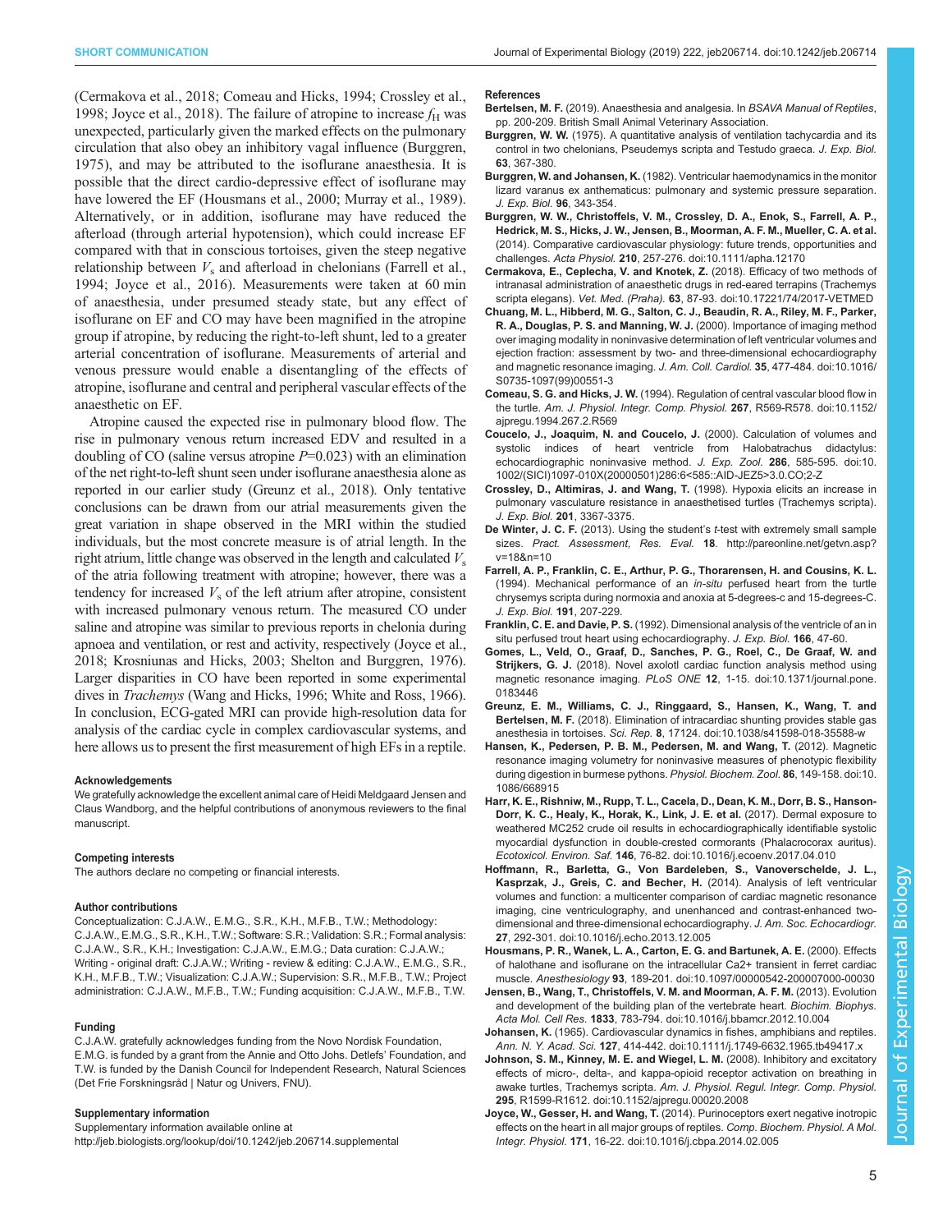(Cermakova et al., 2018; Comeau and Hicks, 1994; Crossley et al., 1998; Joyce et al., 2018). The failure of atropine to increase $f_H$ was unexpected, particularly given the marked effects on the pulmonary circulation that also obey an inhibitory vagal influence (Burggren, 1975), and may be attributed to the isoflurane anaesthesia. It is possible that the direct cardio-depressive effect of isoflurane may have lowered the EF (Housmans et al., 2000; Murray et al., 1989). Alternatively, or in addition, isoflurane may have reduced the afterload (through arterial hypotension), which could increase EF compared with that in conscious tortoises, given the steep negative relationship between $V_s$ and afterload in chelonians (Farrell et al., 1994; Joyce et al., 2016). Measurements were taken at 60 min of anaesthesia, under presumed steady state, but any effect of isoflurane on EF and CO may have been magnified in the atropine group if atropine, by reducing the right-to-left shunt, led to a greater arterial concentration of isoflurane. Measurements of arterial and venous pressure would enable a disentangling of the effects of atropine, isoflurane and central and peripheral vascular effects of the anaesthetic on EF.

Atropine caused the expected rise in pulmonary blood flow. The rise in pulmonary venous return increased EDV and resulted in a doubling of CO (saline versus atropine $P$=0.023) with an elimination of the net right-to-left shunt seen under isoflurane anaesthesia alone as reported in our earlier study (Greunz et al., 2018). Only tentative conclusions can be drawn from our atrial measurements given the great variation in shape observed in the MRI within the studied individuals, but the most concrete measure is of atrial length. In the right atrium, little change was observed in the length and calculated $V_s$ of the atria following treatment with atropine; however, there was a tendency for increased $V_s$ of the left atrium after atropine, consistent with increased pulmonary venous return. The measured CO under saline and atropine was similar to previous reports in chelonia during apnoea and ventilation, or rest and activity, respectively (Joyce et al., 2018; Krosniunas and Hicks, 2003; Shelton and Burggren, 1976). Larger disparities in CO have been reported in some experimental dives in *Trachemys* (Wang and Hicks, 1996; White and Ross, 1966). In conclusion, ECG-gated MRI can provide high-resolution data for analysis of the cardiac cycle in complex cardiovascular systems, and here allows us to present the first measurement of high EFs in a reptile.

#### Acknowledgements
We gratefully acknowledge the excellent animal care of Heidi Meldgaard Jensen and Claus Wandborg, and the helpful contributions of anonymous reviewers to the final manuscript.

#### Competing interests
The authors declare no competing or financial interests.

#### Author contributions
Conceptualization: C.J.A.W., E.M.G., S.R., K.H., M.F.B., T.W.; Methodology: C.J.A.W., E.M.G., S.R., K.H., T.W.; Software: S.R.; Validation: S.R.; Formal analysis: C.J.A.W., S.R., K.H.; Investigation: C.J.A.W., E.M.G.; Data curation: C.J.A.W.; Writing - original draft: C.J.A.W.; Writing - review & editing: C.J.A.W., E.M.G., S.R., K.H., M.F.B., T.W.; Visualization: C.J.A.W.; Supervision: S.R., M.F.B., T.W.; Project administration: C.J.A.W., M.F.B., T.W.; Funding acquisition: C.J.A.W., M.F.B., T.W.

#### Funding
C.J.A.W. gratefully acknowledges funding from the Novo Nordisk Foundation, E.M.G. is funded by a grant from the Annie and Otto Johs. Detlefs' Foundation, and T.W. is funded by the Danish Council for Independent Research, Natural Sciences (Det Frie Forskningsråd | Natur og Univers, FNU).

#### Supplementary information
Supplementary information available online at http://jeb.biologists.org/lookup/doi/10.1242/jeb.206714.supplemental

#### References
**Bertelsen, M. F.** (2019). Anaesthesia and analgesia. In *BSAVA Manual of Reptiles*, pp. 200-209. British Small Animal Veterinary Association.

**Burggren, W. W.** (1975). A quantitative analysis of ventilation tachycardia and its control in two chelonians, Pseudemys scripta and Testudo graeca. *J. Exp. Biol.* **63**, 367-380.

**Burggren, W. and Johansen, K.** (1982). Ventricular haemodynamics in the monitor lizard varanus ex anthematicus: pulmonary and systemic pressure separation. *J. Exp. Biol.* **96**, 343-354.

**Burggren, W. W., Christoffels, V. M., Crossley, D. A., Enok, S., Farrell, A. P., Hedrick, M. S., Hicks, J. W., Jensen, B., Moorman, A. F. M., Mueller, C. A. et al.** (2014). Comparative cardiovascular physiology: future trends, opportunities and challenges. *Acta Physiol.* **210**, 257-276. doi:10.1111/apha.12170

**Cermakova, E., Ceplecha, V. and Knotek, Z.** (2018). Efficacy of two methods of intranasal administration of anaesthetic drugs in red-eared terrapins (Trachemys scripta elegans). *Vet. Med. (Praha).* **63**, 87-93. doi:10.17221/74/2017-VETMED

**Chuang, M. L., Hibberd, M. G., Salton, C. J., Beaudin, R. A., Riley, M. F., Parker, R. A., Douglas, P. S. and Manning, W. J.** (2000). Importance of imaging method over imaging modality in noninvasive determination of left ventricular volumes and ejection fraction: assessment by two- and three-dimensional echocardiography and magnetic resonance imaging. *J. Am. Coll. Cardiol.* **35**, 477-484. doi:10.1016/S0735-1097(99)00551-3

**Comeau, S. G. and Hicks, J. W.** (1994). Regulation of central vascular blood flow in the turtle. *Am. J. Physiol. Integr. Comp. Physiol.* **267**, R569-R578. doi:10.1152/ajpregu.1994.267.2.R569

**Coucelo, J., Joaquim, N. and Coucelo, J.** (2000). Calculation of volumes and systolic indices of heart ventricle from Halobatrachus didactylus: echocardiographic noninvasive method. *J. Exp. Zool.* **286**, 585-595. doi:10.1002/(SICI)1097-010X(20000501)286:6<585::AID-JEZ5>3.0.CO;2-Z

**Crossley, D., Altimiras, J. and Wang, T.** (1998). Hypoxia elicits an increase in pulmonary vasculature resistance in anaesthetised turtles (Trachemys scripta). *J. Exp. Biol.* **201**, 3367-3375.

**De Winter, J. C. F.** (2013). Using the student's *t*-test with extremely small sample sizes. *Pract. Assessment, Res. Eval.* **18**. http://pareonline.net/getvn.asp?v=18&n=10

**Farrell, A. P., Franklin, C. E., Arthur, P. G., Thorarensen, H. and Cousins, K. L.** (1994). Mechanical performance of an *in-situ* perfused heart from the turtle chrysemys scripta during normoxia and anoxia at 5-degrees-c and 15-degrees-C. *J. Exp. Biol.* **191**, 207-229.

**Franklin, C. E. and Davie, P. S.** (1992). Dimensional analysis of the ventricle of an in situ perfused trout heart using echocardiography. *J. Exp. Biol.* **166**, 47-60.

**Gomes, L., Veld, O., Graaf, D., Sanches, P. G., Roel, C., De Graaf, W. and Strijkers, G. J.** (2018). Novel axolotl cardiac function analysis method using magnetic resonance imaging. *PLoS ONE* **12**, 1-15. doi:10.1371/journal.pone.0183446

**Greunz, E. M., Williams, C. J., Ringgaard, S., Hansen, K., Wang, T. and Bertelsen, M. F.** (2018). Elimination of intracardiac shunting provides stable gas anesthesia in tortoises. *Sci. Rep.* **8**, 17124. doi:10.1038/s41598-018-35588-w

**Hansen, K., Pedersen, P. B. M., Pedersen, M. and Wang, T.** (2012). Magnetic resonance imaging volumetry for noninvasive measures of phenotypic flexibility during digestion in burmese pythons. *Physiol. Biochem. Zool.* **86**, 149-158. doi:10.1086/668915

**Harr, K. E., Rishniw, M., Rupp, T. L., Cacela, D., Dean, K. M., Dorr, B. S., Hanson-Dorr, K. C., Healy, K., Horak, K., Link, J. E. et al.** (2017). Dermal exposure to weathered MC252 crude oil results in echocardiographically identifiable systolic myocardial dysfunction in double-crested cormorants (Phalacrocorax auritus). *Ecotoxicol. Environ. Saf.* **146**, 76-82. doi:10.1016/j.ecoenv.2017.04.010

**Hoffmann, R., Barletta, G., Von Bardeleben, S., Vanoverschelde, J. L., Kasprzak, J., Greis, C. and Becher, H.** (2014). Analysis of left ventricular volumes and function: a multicenter comparison of cardiac magnetic resonance imaging, cine ventriculography, and unenhanced and contrast-enhanced two-dimensional and three-dimensional echocardiography. *J. Am. Soc. Echocardiogr.* **27**, 292-301. doi:10.1016/j.echo.2013.12.005

**Housmans, P. R., Wanek, L. A., Carton, E. G. and Bartunek, A. E.** (2000). Effects of halothane and isoflurane on the intracellular Ca2+ transient in ferret cardiac muscle. *Anesthesiology* **93**, 189-201. doi:10.1097/00000542-200007000-00030

**Jensen, B., Wang, T., Christoffels, V. M. and Moorman, A. F. M.** (2013). Evolution and development of the building plan of the vertebrate heart. *Biochim. Biophys. Acta Mol. Cell Res.* **1833**, 783-794. doi:10.1016/j.bbamcr.2012.10.004

**Johansen, K.** (1965). Cardiovascular dynamics in fishes, amphibians and reptiles. *Ann. N. Y. Acad. Sci.* **127**, 414-442. doi:10.1111/j.1749-6632.1965.tb49417.x

**Johnson, S. M., Kinney, M. E. and Wiegel, L. M.** (2008). Inhibitory and excitatory effects of micro-, delta-, and kappa-opioid receptor activation on breathing in awake turtles, Trachemys scripta. *Am. J. Physiol. Regul. Integr. Comp. Physiol.* **295**, R1599-R1612. doi:10.1152/ajpregu.00020.2008

**Joyce, W., Gesser, H. and Wang, T.** (2014). Purinoceptors exert negative inotropic effects on the heart in all major groups of reptiles. *Comp. Biochem. Physiol. A Mol. Integr. Physiol.* **171**, 16-22. doi:10.1016/j.cbpa.2014.02.005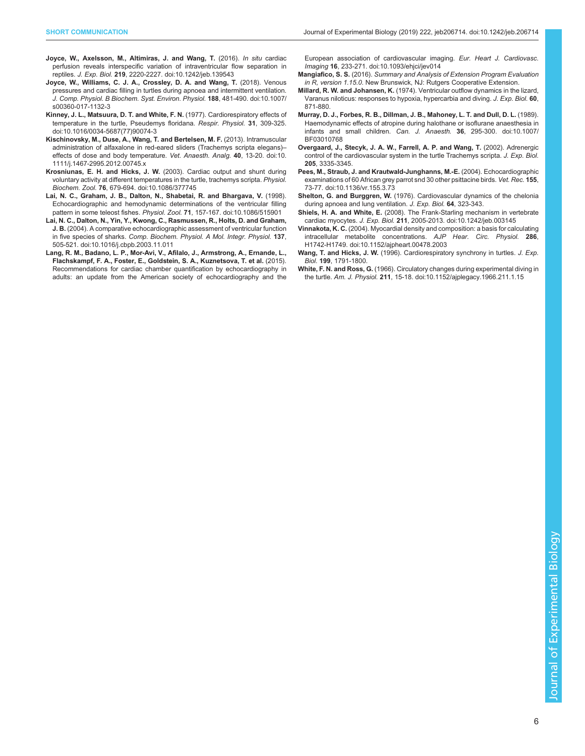**Joyce, W., Axelsson, M., Altimiras, J. and Wang, T.** (2016). *In situ* cardiac perfusion reveals interspecific variation of intraventricular flow separation in reptiles. *J. Exp. Biol.* **219**, 2220-2227. doi:10.1242/jeb.139543

**Joyce, W., Williams, C. J. A., Crossley, D. A. and Wang, T.** (2018). Venous pressures and cardiac filling in turtles during apnoea and intermittent ventilation. *J. Comp. Physiol. B Biochem. Syst. Environ. Physiol.* **188**, 481-490. doi:10.1007/s00360-017-1132-3

**Kinney, J. L., Matsuura, D. T. and White, F. N.** (1977). Cardiorespiratory effects of temperature in the turtle, Pseudemys floridana. *Respir. Physiol.* **31**, 309-325. doi:10.1016/0034-5687(77)90074-3

**Kischinovsky, M., Duse, A., Wang, T. and Bertelsen, M. F.** (2013). Intramuscular administration of alfaxalone in red-eared sliders (Trachemys scripta elegans)– effects of dose and body temperature. *Vet. Anaesth. Analg.* **40**, 13-20. doi:10.1111/j.1467-2995.2012.00745.x

**Krosniunas, E. H. and Hicks, J. W.** (2003). Cardiac output and shunt during voluntary activity at different temperatures in the turtle, trachemys scripta. *Physiol. Biochem. Zool.* **76**, 679-694. doi:10.1086/377745

**Lai, N. C., Graham, J. B., Dalton, N., Shabetai, R. and Bhargava, V.** (1998). Echocardiographic and hemodynamic determinations of the ventricular filling pattern in some teleost fishes. *Physiol. Zool.* **71**, 157-167. doi:10.1086/515901

**Lai, N. C., Dalton, N., Yin, Y., Kwong, C., Rasmussen, R., Holts, D. and Graham, J. B.** (2004). A comparative echocardiographic assessment of ventricular function in five species of sharks. *Comp. Biochem. Physiol. A Mol. Integr. Physiol.* **137**, 505-521. doi:10.1016/j.cbpb.2003.11.011

**Lang, R. M., Badano, L. P., Mor-Avi, V., Afilalo, J., Armstrong, A., Ernande, L., Flachskampf, F. A., Foster, E., Goldstein, S. A., Kuznetsova, T. et al.** (2015). Recommendations for cardiac chamber quantification by echocardiography in adults: an update from the American society of echocardiography and the European association of cardiovascular imaging. *Eur. Heart J. Cardiovasc. Imaging* **16**, 233-271. doi:10.1093/ehjci/jev014

**Mangiafico, S. S.** (2016). *Summary and Analysis of Extension Program Evaluation in R, version 1.15.0*. New Brunswick, NJ: Rutgers Cooperative Extension.

**Millard, R. W. and Johansen, K.** (1974). Ventricular outflow dynamics in the lizard, Varanus niloticus: responses to hypoxia, hypercarbia and diving. *J. Exp. Biol.* **60**, 871-880.

**Murray, D. J., Forbes, R. B., Dillman, J. B., Mahoney, L. T. and Dull, D. L.** (1989). Haemodynamic effects of atropine during halothane or isoflurane anaesthesia in infants and small children. *Can. J. Anaesth.* **36**, 295-300. doi:10.1007/BF03010768

**Overgaard, J., Stecyk, J. A. W., Farrell, A. P. and Wang, T.** (2002). Adrenergic control of the cardiovascular system in the turtle Trachemys scripta. *J. Exp. Biol.* **205**, 3335-3345.

**Pees, M., Straub, J. and Krautwald-Junghanns, M.-E.** (2004). Echocardiographic examinations of 60 African grey parrot snd 30 other psittacine birds. *Vet. Rec.* **155**, 73-77. doi:10.1136/vr.155.3.73

**Shelton, G. and Burggren, W.** (1976). Cardiovascular dynamics of the chelonia during apnoea and lung ventilation. *J. Exp. Biol.* **64**, 323-343.

**Shiels, H. A. and White, E.** (2008). The Frank-Starling mechanism in vertebrate cardiac myocytes. *J. Exp. Biol.* **211**, 2005-2013. doi:10.1242/jeb.003145

**Vinnakota, K. C.** (2004). Myocardial density and composition: a basis for calculating intracellular metabolite concentrations. *AJP Hear. Circ. Physiol.* **286**, H1742-H1749. doi:10.1152/ajpheart.00478.2003

**Wang, T. and Hicks, J. W.** (1996). Cardiorespiratory synchrony in turtles. *J. Exp. Biol.* **199**, 1791-1800.

**White, F. N. and Ross, G.** (1966). Circulatory changes during experimental diving in the turtle. *Am. J. Physiol.* **211**, 15-18. doi:10.1152/ajplegacy.1966.211.1.15